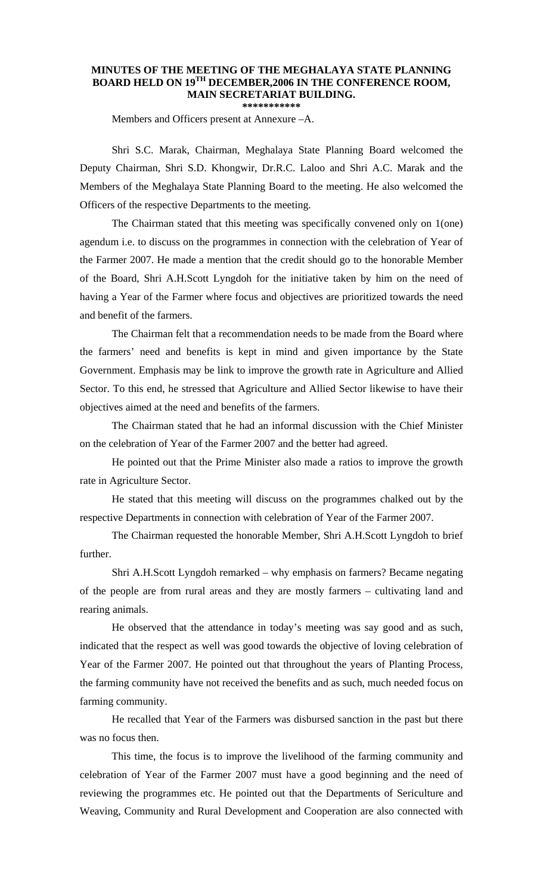# MINUTES OF THE MEETING OF THE MEGHALAYA STATE PLANNING BOARD HELD ON 19TH DECEMBER,2006 IN THE CONFERENCE ROOM, MAIN SECRETARIAT BUILDING.

\*\*\*\*\*\*\*\*\*\*\*

Members and Officers present at Annexure –A.

Shri S.C. Marak, Chairman, Meghalaya State Planning Board welcomed the Deputy Chairman, Shri S.D. Khongwir, Dr.R.C. Laloo and Shri A.C. Marak and the Members of the Meghalaya State Planning Board to the meeting. He also welcomed the Officers of the respective Departments to the meeting.

The Chairman stated that this meeting was specifically convened only on 1(one) agendum i.e. to discuss on the programmes in connection with the celebration of Year of the Farmer 2007. He made a mention that the credit should go to the honorable Member of the Board, Shri A.H.Scott Lyngdoh for the initiative taken by him on the need of having a Year of the Farmer where focus and objectives are prioritized towards the need and benefit of the farmers.

The Chairman felt that a recommendation needs to be made from the Board where the farmers' need and benefits is kept in mind and given importance by the State Government. Emphasis may be link to improve the growth rate in Agriculture and Allied Sector. To this end, he stressed that Agriculture and Allied Sector likewise to have their objectives aimed at the need and benefits of the farmers.

The Chairman stated that he had an informal discussion with the Chief Minister on the celebration of Year of the Farmer 2007 and the better had agreed.

He pointed out that the Prime Minister also made a ratios to improve the growth rate in Agriculture Sector.

He stated that this meeting will discuss on the programmes chalked out by the respective Departments in connection with celebration of Year of the Farmer 2007.

The Chairman requested the honorable Member, Shri A.H.Scott Lyngdoh to brief further.

Shri A.H.Scott Lyngdoh remarked – why emphasis on farmers? Became negating of the people are from rural areas and they are mostly farmers – cultivating land and rearing animals.

He observed that the attendance in today's meeting was say good and as such, indicated that the respect as well was good towards the objective of loving celebration of Year of the Farmer 2007. He pointed out that throughout the years of Planting Process, the farming community have not received the benefits and as such, much needed focus on farming community.

He recalled that Year of the Farmers was disbursed sanction in the past but there was no focus then.

This time, the focus is to improve the livelihood of the farming community and celebration of Year of the Farmer 2007 must have a good beginning and the need of reviewing the programmes etc. He pointed out that the Departments of Sericulture and Weaving, Community and Rural Development and Cooperation are also connected with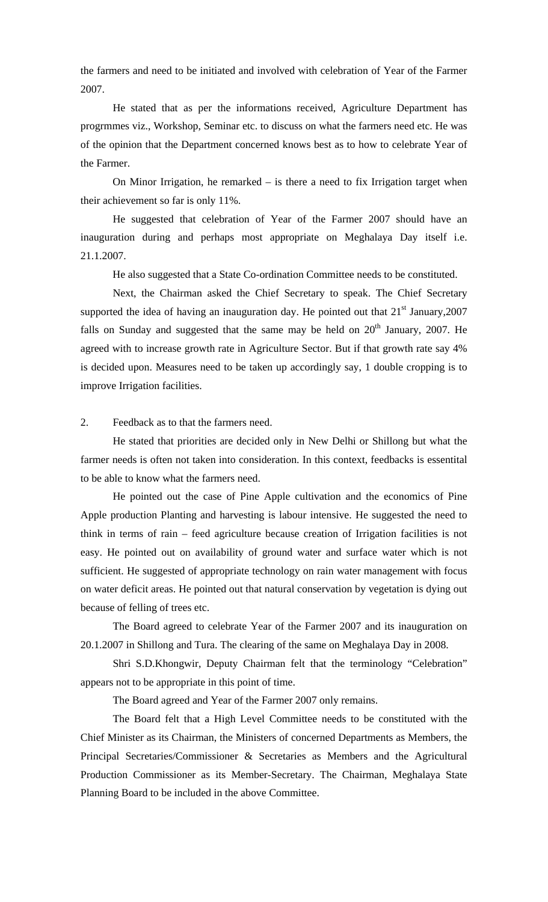the farmers and need to be initiated and involved with celebration of Year of the Farmer 2007.

He stated that as per the informations received, Agriculture Department has progrmmes viz., Workshop, Seminar etc. to discuss on what the farmers need etc. He was of the opinion that the Department concerned knows best as to how to celebrate Year of the Farmer.

On Minor Irrigation, he remarked – is there a need to fix Irrigation target when their achievement so far is only 11%.

He suggested that celebration of Year of the Farmer 2007 should have an inauguration during and perhaps most appropriate on Meghalaya Day itself i.e. 21.1.2007.

He also suggested that a State Co-ordination Committee needs to be constituted.

Next, the Chairman asked the Chief Secretary to speak. The Chief Secretary supported the idea of having an inauguration day. He pointed out that 21st January,2007 falls on Sunday and suggested that the same may be held on 20th January, 2007. He agreed with to increase growth rate in Agriculture Sector. But if that growth rate say 4% is decided upon. Measures need to be taken up accordingly say, 1 double cropping is to improve Irrigation facilities.

2. Feedback as to that the farmers need.

He stated that priorities are decided only in New Delhi or Shillong but what the farmer needs is often not taken into consideration. In this context, feedbacks is essentital to be able to know what the farmers need.

He pointed out the case of Pine Apple cultivation and the economics of Pine Apple production Planting and harvesting is labour intensive. He suggested the need to think in terms of rain – feed agriculture because creation of Irrigation facilities is not easy. He pointed out on availability of ground water and surface water which is not sufficient. He suggested of appropriate technology on rain water management with focus on water deficit areas. He pointed out that natural conservation by vegetation is dying out because of felling of trees etc.

The Board agreed to celebrate Year of the Farmer 2007 and its inauguration on 20.1.2007 in Shillong and Tura. The clearing of the same on Meghalaya Day in 2008.

Shri S.D.Khongwir, Deputy Chairman felt that the terminology "Celebration" appears not to be appropriate in this point of time.

The Board agreed and Year of the Farmer 2007 only remains.

The Board felt that a High Level Committee needs to be constituted with the Chief Minister as its Chairman, the Ministers of concerned Departments as Members, the Principal Secretaries/Commissioner & Secretaries as Members and the Agricultural Production Commissioner as its Member-Secretary. The Chairman, Meghalaya State Planning Board to be included in the above Committee.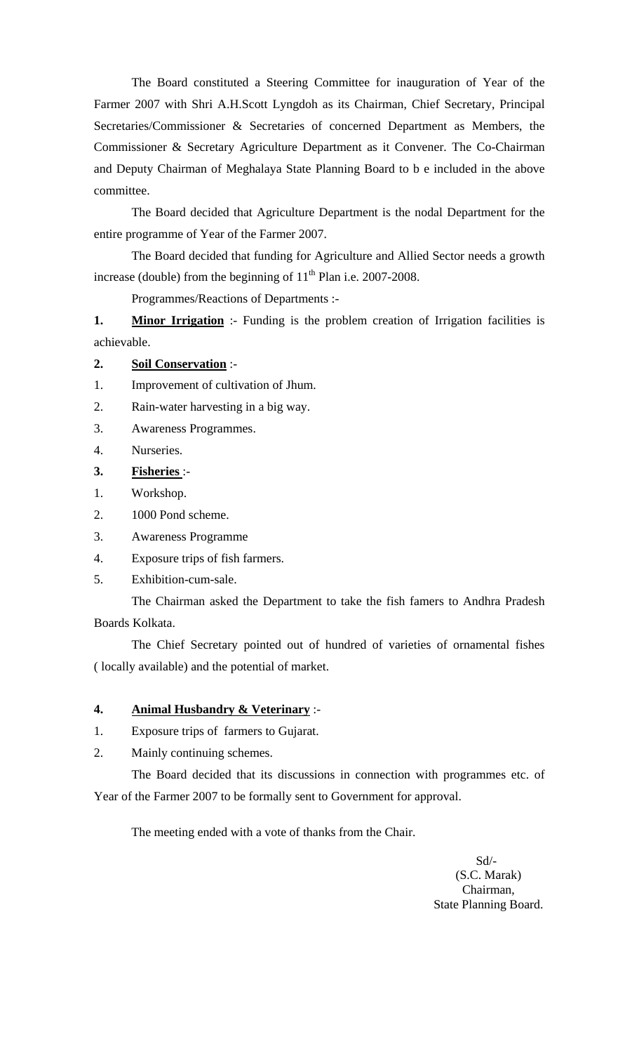The Board constituted a Steering Committee for inauguration of Year of the Farmer 2007 with Shri A.H.Scott Lyngdoh as its Chairman, Chief Secretary, Principal Secretaries/Commissioner & Secretaries of concerned Department as Members, the Commissioner & Secretary Agriculture Department as it Convener. The Co-Chairman and Deputy Chairman of Meghalaya State Planning Board to b e included in the above committee.

The Board decided that Agriculture Department is the nodal Department for the entire programme of Year of the Farmer 2007.

The Board decided that funding for Agriculture and Allied Sector needs a growth increase (double) from the beginning of 11th Plan i.e. 2007-2008.

Programmes/Reactions of Departments :-

**1. Minor Irrigation** :- Funding is the problem creation of Irrigation facilities is achievable.

**2. Soil Conservation** :-

1. Improvement of cultivation of Jhum.
2. Rain-water harvesting in a big way.
3. Awareness Programmes.
4. Nurseries.

**3. Fisheries** :-

1. Workshop.
2. 1000 Pond scheme.
3. Awareness Programme
4. Exposure trips of fish farmers.
5. Exhibition-cum-sale.

The Chairman asked the Department to take the fish famers to Andhra Pradesh Boards Kolkata.

The Chief Secretary pointed out of hundred of varieties of ornamental fishes ( locally available) and the potential of market.

**4. Animal Husbandry & Veterinary** :-

1. Exposure trips of farmers to Gujarat.
2. Mainly continuing schemes.

The Board decided that its discussions in connection with programmes etc. of Year of the Farmer 2007 to be formally sent to Government for approval.

The meeting ended with a vote of thanks from the Chair.

Sd/-
(S.C. Marak)
Chairman,
State Planning Board.